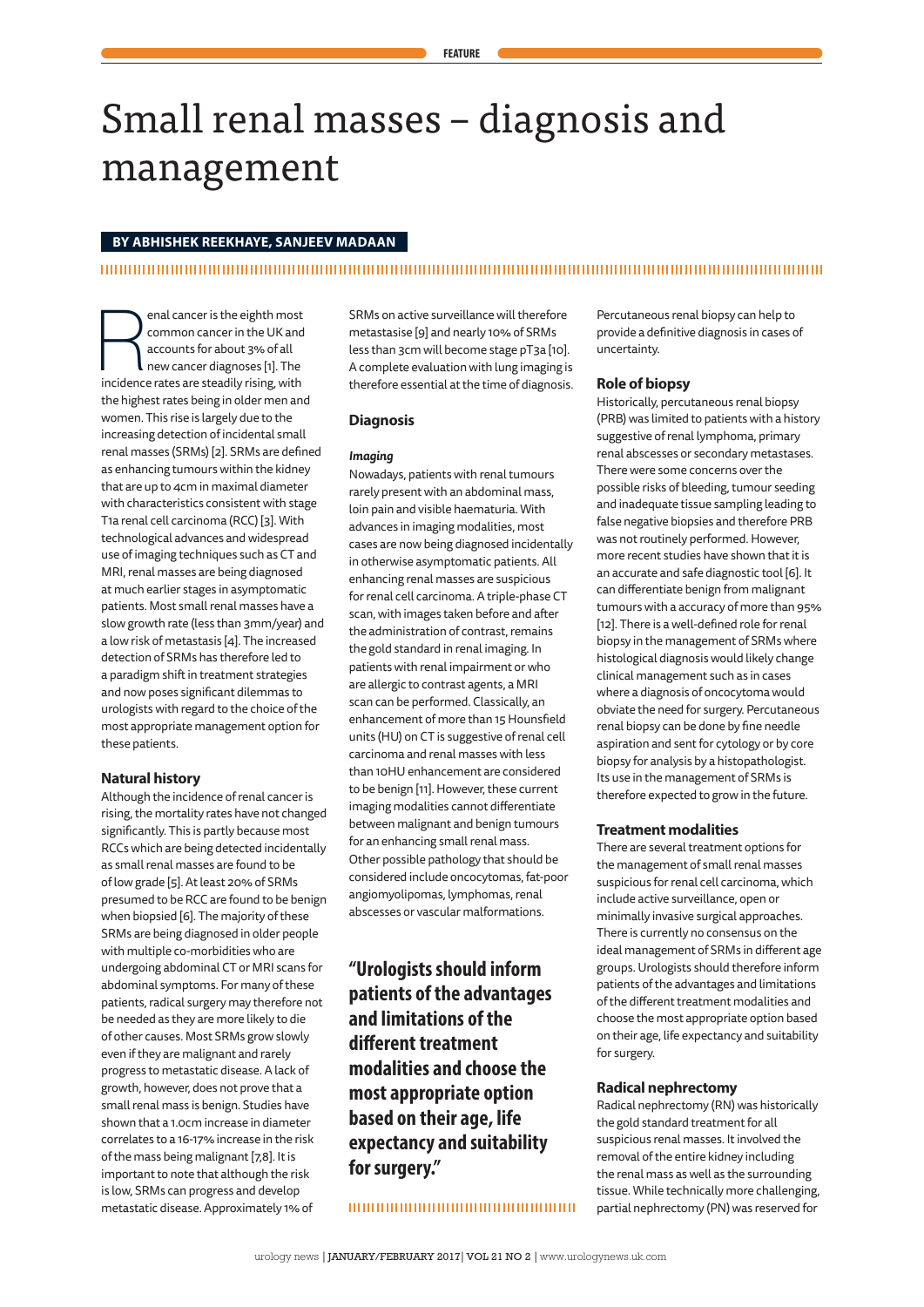# Small renal masses – diagnosis and management

**BY ABHISHEK REEKHAYE, SANJEEV MADAAN**

Renal cancer is the eighth most common cancer in the UK and accounts for about 3% of all new cancer diagnoses [1]. The incidence rates are steadily rising, with the highest rates being in older men and women. This rise is largely due to the increasing detection of incidental small renal masses (SRMs) [2]. SRMs are defined as enhancing tumours within the kidney that are up to 4cm in maximal diameter with characteristics consistent with stage T1a renal cell carcinoma (RCC) [3]. With technological advances and widespread use of imaging techniques such as CT and MRI, renal masses are being diagnosed at much earlier stages in asymptomatic patients. Most small renal masses have a slow growth rate (less than 3mm/year) and a low risk of metastasis [4]. The increased detection of SRMs has therefore led to a paradigm shift in treatment strategies and now poses significant dilemmas to urologists with regard to the choice of the most appropriate management option for these patients.

## Natural history

Although the incidence of renal cancer is rising, the mortality rates have not changed significantly. This is partly because most RCCs which are being detected incidentally as small renal masses are found to be of low grade [5]. At least 20% of SRMs presumed to be RCC are found to be benign when biopsied [6]. The majority of these SRMs are being diagnosed in older people with multiple co-morbidities who are undergoing abdominal CT or MRI scans for abdominal symptoms. For many of these patients, radical surgery may therefore not be needed as they are more likely to die of other causes. Most SRMs grow slowly even if they are malignant and rarely progress to metastatic disease. A lack of growth, however, does not prove that a small renal mass is benign. Studies have shown that a 1.0cm increase in diameter correlates to a 16-17% increase in the risk of the mass being malignant [7,8]. It is important to note that although the risk is low, SRMs can progress and develop metastatic disease. Approximately 1% of SRMs on active surveillance will therefore metastasise [9] and nearly 10% of SRMs less than 3cm will become stage pT3a [10]. A complete evaluation with lung imaging is therefore essential at the time of diagnosis.

## Diagnosis

### *Imaging*

Nowadays, patients with renal tumours rarely present with an abdominal mass, loin pain and visible haematuria. With advances in imaging modalities, most cases are now being diagnosed incidentally in otherwise asymptomatic patients. All enhancing renal masses are suspicious for renal cell carcinoma. A triple-phase CT scan, with images taken before and after the administration of contrast, remains the gold standard in renal imaging. In patients with renal impairment or who are allergic to contrast agents, a MRI scan can be performed. Classically, an enhancement of more than 15 Hounsfield units (HU) on CT is suggestive of renal cell carcinoma and renal masses with less than 10HU enhancement are considered to be benign [11]. However, these current imaging modalities cannot differentiate between malignant and benign tumours for an enhancing small renal mass. Other possible pathology that should be considered include oncocytomas, fat-poor angiomyolipomas, lymphomas, renal abscesses or vascular malformations.

> **"Urologists should inform patients of the advantages and limitations of the different treatment modalities and choose the most appropriate option based on their age, life expectancy and suitability for surgery."**

Percutaneous renal biopsy can help to provide a definitive diagnosis in cases of uncertainty.

## Role of biopsy

Historically, percutaneous renal biopsy (PRB) was limited to patients with a history suggestive of renal lymphoma, primary renal abscesses or secondary metastases. There were some concerns over the possible risks of bleeding, tumour seeding and inadequate tissue sampling leading to false negative biopsies and therefore PRB was not routinely performed. However, more recent studies have shown that it is an accurate and safe diagnostic tool [6]. It can differentiate benign from malignant tumours with a accuracy of more than 95% [12]. There is a well-defined role for renal biopsy in the management of SRMs where histological diagnosis would likely change clinical management such as in cases where a diagnosis of oncocytoma would obviate the need for surgery. Percutaneous renal biopsy can be done by fine needle aspiration and sent for cytology or by core biopsy for analysis by a histopathologist. Its use in the management of SRMs is therefore expected to grow in the future.

## Treatment modalities

There are several treatment options for the management of small renal masses suspicious for renal cell carcinoma, which include active surveillance, open or minimally invasive surgical approaches. There is currently no consensus on the ideal management of SRMs in different age groups. Urologists should therefore inform patients of the advantages and limitations of the different treatment modalities and choose the most appropriate option based on their age, life expectancy and suitability for surgery.

## Radical nephrectomy

Radical nephrectomy (RN) was historically the gold standard treatment for all suspicious renal masses. It involved the removal of the entire kidney including the renal mass as well as the surrounding tissue. While technically more challenging, partial nephrectomy (PN) was reserved for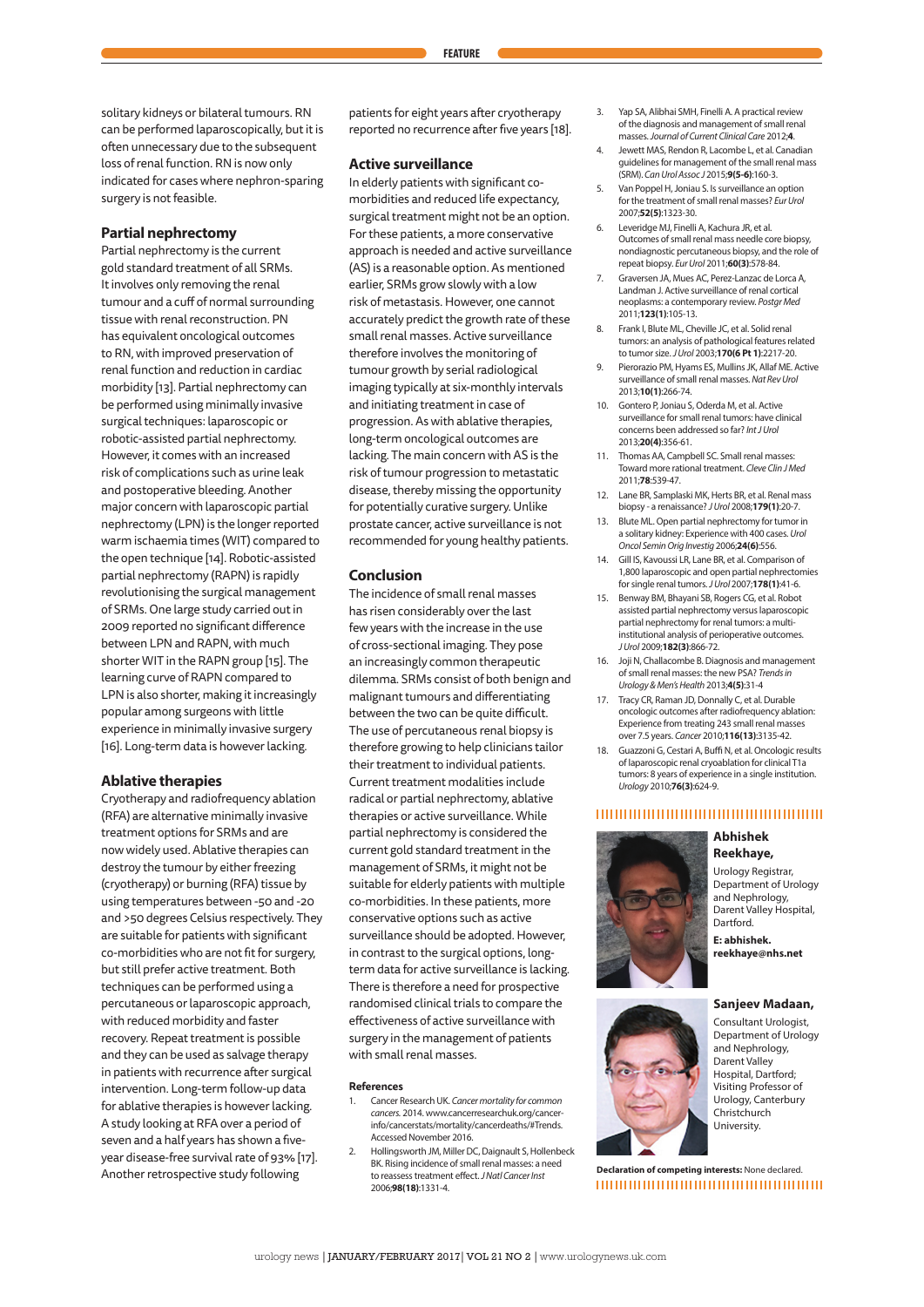solitary kidneys or bilateral tumours. RN can be performed laparoscopically, but it is often unnecessary due to the subsequent loss of renal function. RN is now only indicated for cases where nephron-sparing surgery is not feasible.

## Partial nephrectomy

Partial nephrectomy is the current gold standard treatment of all SRMs. It involves only removing the renal tumour and a cuff of normal surrounding tissue with renal reconstruction. PN has equivalent oncological outcomes to RN, with improved preservation of renal function and reduction in cardiac morbidity [13]. Partial nephrectomy can be performed using minimally invasive surgical techniques: laparoscopic or robotic-assisted partial nephrectomy. However, it comes with an increased risk of complications such as urine leak and postoperative bleeding. Another major concern with laparoscopic partial nephrectomy (LPN) is the longer reported warm ischaemia times (WIT) compared to the open technique [14]. Robotic-assisted partial nephrectomy (RAPN) is rapidly revolutionising the surgical management of SRMs. One large study carried out in 2009 reported no significant difference between LPN and RAPN, with much shorter WIT in the RAPN group [15]. The learning curve of RAPN compared to LPN is also shorter, making it increasingly popular among surgeons with little experience in minimally invasive surgery [16]. Long-term data is however lacking.

## Ablative therapies

Cryotherapy and radiofrequency ablation (RFA) are alternative minimally invasive treatment options for SRMs and are now widely used. Ablative therapies can destroy the tumour by either freezing (cryotherapy) or burning (RFA) tissue by using temperatures between -50 and -20 and >50 degrees Celsius respectively. They are suitable for patients with significant co-morbidities who are not fit for surgery, but still prefer active treatment. Both techniques can be performed using a percutaneous or laparoscopic approach, with reduced morbidity and faster recovery. Repeat treatment is possible and they can be used as salvage therapy in patients with recurrence after surgical intervention. Long-term follow-up data for ablative therapies is however lacking. A study looking at RFA over a period of seven and a half years has shown a five-year disease-free survival rate of 93% [17]. Another retrospective study following patients for eight years after cryotherapy reported no recurrence after five years [18].

## Active surveillance

In elderly patients with significant co-morbidities and reduced life expectancy, surgical treatment might not be an option. For these patients, a more conservative approach is needed and active surveillance (AS) is a reasonable option. As mentioned earlier, SRMs grow slowly with a low risk of metastasis. However, one cannot accurately predict the growth rate of these small renal masses. Active surveillance therefore involves the monitoring of tumour growth by serial radiological imaging typically at six-monthly intervals and initiating treatment in case of progression. As with ablative therapies, long-term oncological outcomes are lacking. The main concern with AS is the risk of tumour progression to metastatic disease, thereby missing the opportunity for potentially curative surgery. Unlike prostate cancer, active surveillance is not recommended for young healthy patients.

## Conclusion

The incidence of small renal masses has risen considerably over the last few years with the increase in the use of cross-sectional imaging. They pose an increasingly common therapeutic dilemma. SRMs consist of both benign and malignant tumours and differentiating between the two can be quite difficult. The use of percutaneous renal biopsy is therefore growing to help clinicians tailor their treatment to individual patients. Current treatment modalities include radical or partial nephrectomy, ablative therapies or active surveillance. While partial nephrectomy is considered the current gold standard treatment in the management of SRMs, it might not be suitable for elderly patients with multiple co-morbidities. In these patients, more conservative options such as active surveillance should be adopted. However, in contrast to the surgical options, long-term data for active surveillance is lacking. There is therefore a need for prospective randomised clinical trials to compare the effectiveness of active surveillance with surgery in the management of patients with small renal masses.

### References

1. Cancer Research UK. *Cancer mortality for common cancers.* 2014. www.cancerresearchuk.org/cancer-info/cancerstats/mortality/cancerdeaths/#Trends. Accessed November 2016.
2. Hollingsworth JM, Miller DC, Daignault S, Hollenbeck BK. Rising incidence of small renal masses: a need to reassess treatment effect. *J Natl Cancer Inst* 2006;**98(18)**:1331-4.
3. Yap SA, Alibhai SMH, Finelli A. A practical review of the diagnosis and management of small renal masses. *Journal of Current Clinical Care* 2012;**4**.
4. Jewett MAS, Rendon R, Lacombe L, et al. Canadian guidelines for management of the small renal mass (SRM). *Can Urol Assoc J* 2015;**9(5-6)**:160-3.
5. Van Poppel H, Joniau S. Is surveillance an option for the treatment of small renal masses? *Eur Urol* 2007;**52(5)**:1323-30.
6. Leveridge MJ, Finelli A, Kachura JR, et al. Outcomes of small renal mass needle core biopsy, nondiagnostic percutaneous biopsy, and the role of repeat biopsy. *Eur Urol* 2011;**60(3)**:578-84.
7. Graversen JA, Mues AC, Perez-Lanzac de Lorca A, Landman J. Active surveillance of renal cortical neoplasms: a contemporary review. *Postgr Med* 2011;**123(1)**:105-13.
8. Frank I, Blute ML, Cheville JC, et al. Solid renal tumors: an analysis of pathological features related to tumor size. *J Urol* 2003;**170(6 Pt 1)**:2217-20.
9. Pierorazio PM, Hyams ES, Mullins JK, Allaf ME. Active surveillance of small renal masses. *Nat Rev Urol* 2013;**10(1)**:266-74.
10. Gontero P, Joniau S, Oderda M, et al. Active surveillance for small renal tumors: have clinical concerns been addressed so far? *Int J Urol* 2013;**20(4)**:356-61.
11. Thomas AA, Campbell SC. Small renal masses: Toward more rational treatment. *Cleve Clin J Med* 2011;**78**:539-47.
12. Lane BR, Samplaski MK, Herts BR, et al. Renal mass biopsy - a renaissance? *J Urol* 2008;**179(1)**:20-7.
13. Blute ML. Open partial nephrectomy for tumor in a solitary kidney: Experience with 400 cases. *Urol Oncol Semin Orig Investig* 2006;**24(6)**:556.
14. Gill IS, Kavoussi LR, Lane BR, et al. Comparison of 1,800 laparoscopic and open partial nephrectomies for single renal tumors. *J Urol* 2007;**178(1)**:41-6.
15. Benway BM, Bhayani SB, Rogers CG, et al. Robot assisted partial nephrectomy versus laparoscopic partial nephrectomy for renal tumors: a multi-institutional analysis of perioperative outcomes. *J Urol* 2009;**182(3)**:866-72.
16. Joji N, Challacombe B. Diagnosis and management of small renal masses: the new PSA? *Trends in Urology & Men's Health* 2013;**4(5)**:31-4
17. Tracy CR, Raman JD, Donnally C, et al. Durable oncologic outcomes after radiofrequency ablation: Experience from treating 243 small renal masses over 7.5 years. *Cancer* 2010;**116(13)**:3135-42.
18. Guazzoni G, Cestari A, Buffi N, et al. Oncologic results of laparoscopic renal cryoablation for clinical T1a tumors: 8 years of experience in a single institution. *Urology* 2010;**76(3)**:624-9.

**Abhishek Reekhaye,**

Urology Registrar, Department of Urology and Nephrology, Darent Valley Hospital, Dartford.

**E: abhishek.reekhaye@nhs.net**

**Sanjeev Madaan,**

Consultant Urologist, Department of Urology and Nephrology, Darent Valley Hospital, Dartford; Visiting Professor of Urology, Canterbury Christchurch University.

**Declaration of competing interests:** None declared.